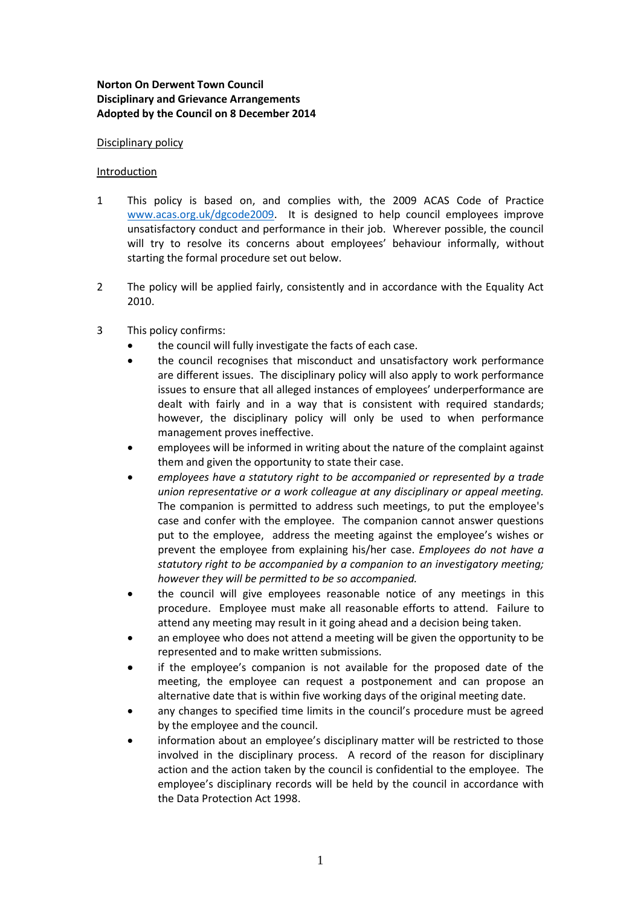**Norton On Derwent Town Council**
**Disciplinary and Grievance Arrangements**
**Adopted by the Council on 8 December 2014**

Disciplinary policy

Introduction

1 This policy is based on, and complies with, the 2009 ACAS Code of Practice www.acas.org.uk/dgcode2009. It is designed to help council employees improve unsatisfactory conduct and performance in their job. Wherever possible, the council will try to resolve its concerns about employees' behaviour informally, without starting the formal procedure set out below.

2 The policy will be applied fairly, consistently and in accordance with the Equality Act 2010.

3 This policy confirms:

- the council will fully investigate the facts of each case.
- the council recognises that misconduct and unsatisfactory work performance are different issues. The disciplinary policy will also apply to work performance issues to ensure that all alleged instances of employees' underperformance are dealt with fairly and in a way that is consistent with required standards; however, the disciplinary policy will only be used to when performance management proves ineffective.
- employees will be informed in writing about the nature of the complaint against them and given the opportunity to state their case.
- *employees have a statutory right to be accompanied or represented by a trade union representative or a work colleague at any disciplinary or appeal meeting.* The companion is permitted to address such meetings, to put the employee's case and confer with the employee. The companion cannot answer questions put to the employee, address the meeting against the employee's wishes or prevent the employee from explaining his/her case. *Employees do not have a statutory right to be accompanied by a companion to an investigatory meeting; however they will be permitted to be so accompanied.*
- the council will give employees reasonable notice of any meetings in this procedure. Employee must make all reasonable efforts to attend. Failure to attend any meeting may result in it going ahead and a decision being taken.
- an employee who does not attend a meeting will be given the opportunity to be represented and to make written submissions.
- if the employee's companion is not available for the proposed date of the meeting, the employee can request a postponement and can propose an alternative date that is within five working days of the original meeting date.
- any changes to specified time limits in the council's procedure must be agreed by the employee and the council.
- information about an employee's disciplinary matter will be restricted to those involved in the disciplinary process. A record of the reason for disciplinary action and the action taken by the council is confidential to the employee. The employee's disciplinary records will be held by the council in accordance with the Data Protection Act 1998.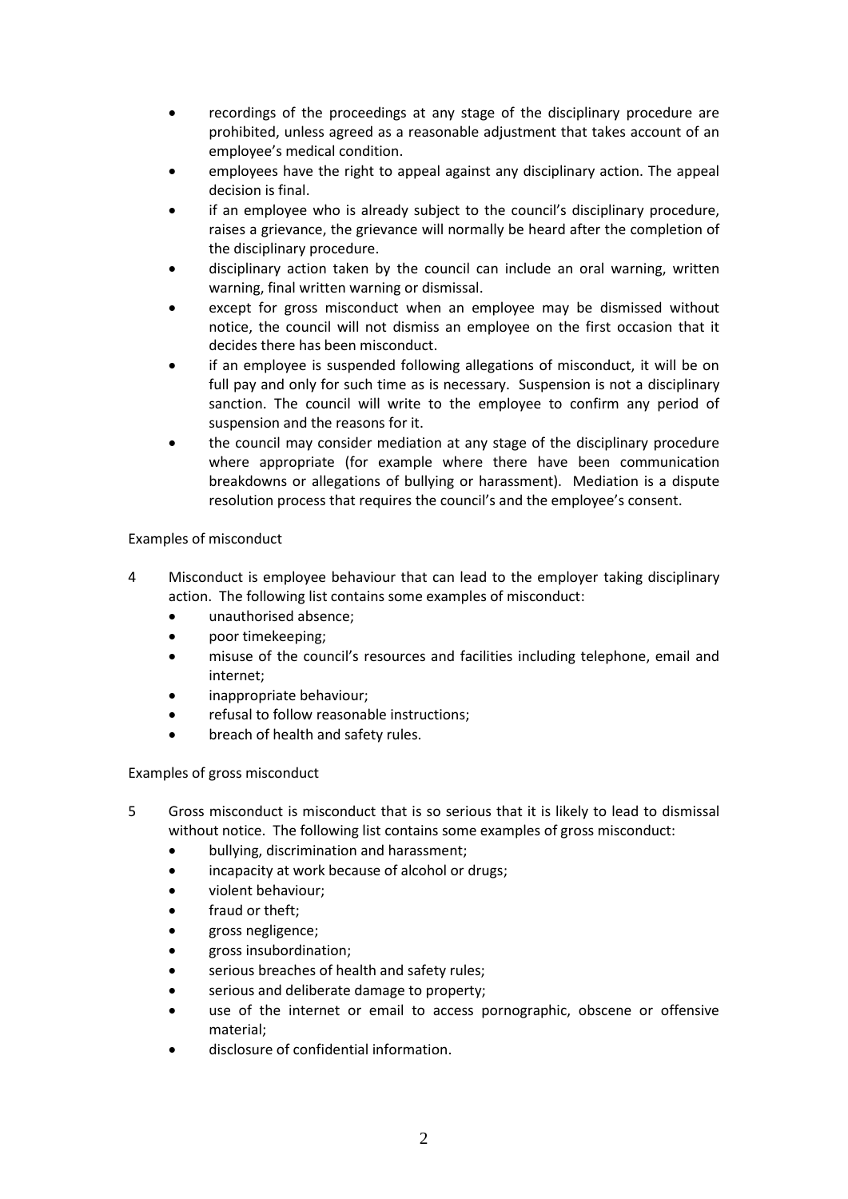- recordings of the proceedings at any stage of the disciplinary procedure are prohibited, unless agreed as a reasonable adjustment that takes account of an employee's medical condition.
- employees have the right to appeal against any disciplinary action. The appeal decision is final.
- if an employee who is already subject to the council's disciplinary procedure, raises a grievance, the grievance will normally be heard after the completion of the disciplinary procedure.
- disciplinary action taken by the council can include an oral warning, written warning, final written warning or dismissal.
- except for gross misconduct when an employee may be dismissed without notice, the council will not dismiss an employee on the first occasion that it decides there has been misconduct.
- if an employee is suspended following allegations of misconduct, it will be on full pay and only for such time as is necessary. Suspension is not a disciplinary sanction. The council will write to the employee to confirm any period of suspension and the reasons for it.
- the council may consider mediation at any stage of the disciplinary procedure where appropriate (for example where there have been communication breakdowns or allegations of bullying or harassment). Mediation is a dispute resolution process that requires the council's and the employee's consent.

Examples of misconduct

4 Misconduct is employee behaviour that can lead to the employer taking disciplinary action. The following list contains some examples of misconduct:
   - unauthorised absence;
   - poor timekeeping;
   - misuse of the council's resources and facilities including telephone, email and internet;
   - inappropriate behaviour;
   - refusal to follow reasonable instructions;
   - breach of health and safety rules.

Examples of gross misconduct

5 Gross misconduct is misconduct that is so serious that it is likely to lead to dismissal without notice. The following list contains some examples of gross misconduct:
   - bullying, discrimination and harassment;
   - incapacity at work because of alcohol or drugs;
   - violent behaviour;
   - fraud or theft;
   - gross negligence;
   - gross insubordination;
   - serious breaches of health and safety rules;
   - serious and deliberate damage to property;
   - use of the internet or email to access pornographic, obscene or offensive material;
   - disclosure of confidential information.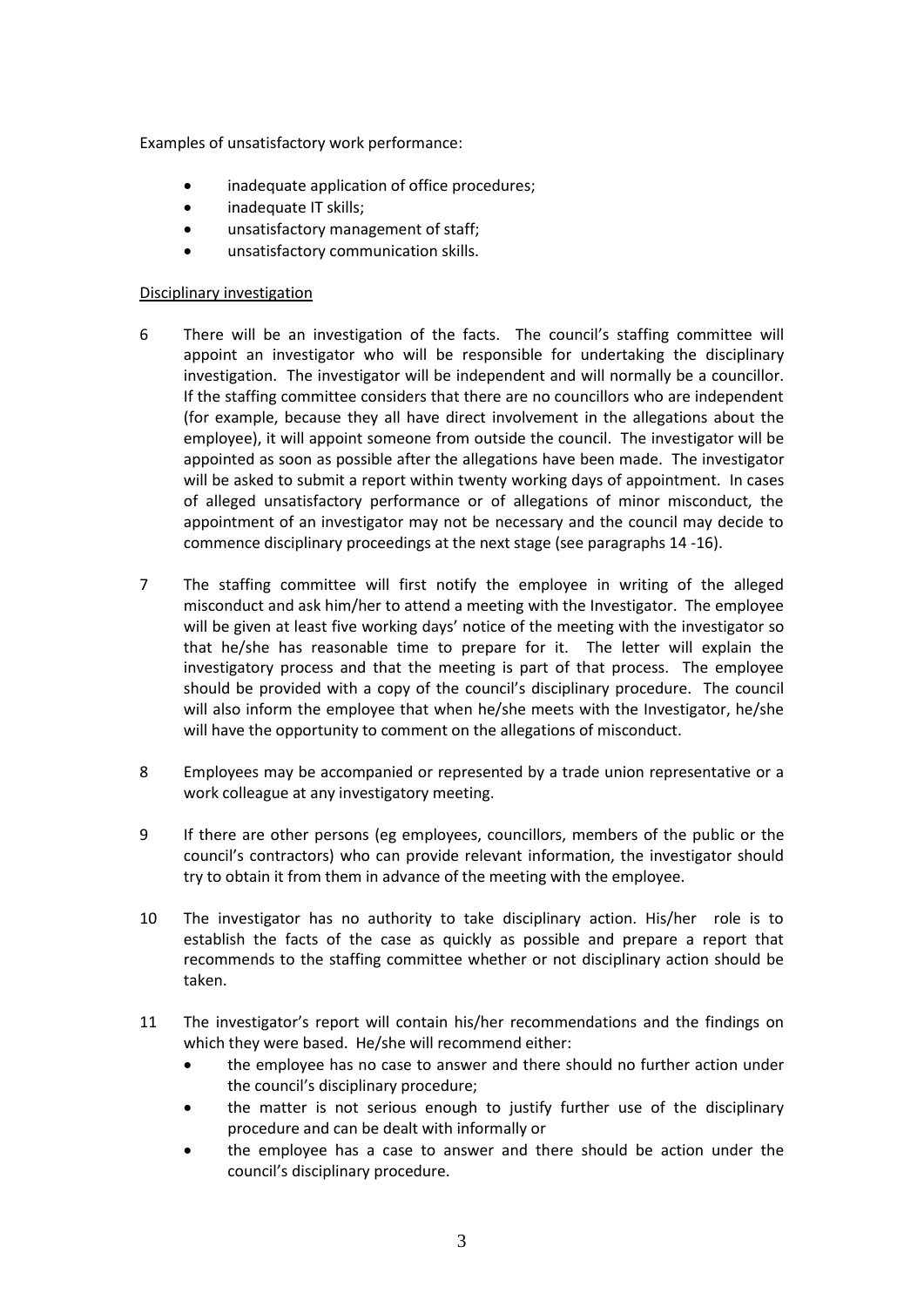Examples of unsatisfactory work performance:

- inadequate application of office procedures;
- inadequate IT skills;
- unsatisfactory management of staff;
- unsatisfactory communication skills.

<u>Disciplinary investigation</u>

6 There will be an investigation of the facts. The council's staffing committee will appoint an investigator who will be responsible for undertaking the disciplinary investigation. The investigator will be independent and will normally be a councillor. If the staffing committee considers that there are no councillors who are independent (for example, because they all have direct involvement in the allegations about the employee), it will appoint someone from outside the council. The investigator will be appointed as soon as possible after the allegations have been made. The investigator will be asked to submit a report within twenty working days of appointment. In cases of alleged unsatisfactory performance or of allegations of minor misconduct, the appointment of an investigator may not be necessary and the council may decide to commence disciplinary proceedings at the next stage (see paragraphs 14 -16).

7 The staffing committee will first notify the employee in writing of the alleged misconduct and ask him/her to attend a meeting with the Investigator. The employee will be given at least five working days' notice of the meeting with the investigator so that he/she has reasonable time to prepare for it. The letter will explain the investigatory process and that the meeting is part of that process. The employee should be provided with a copy of the council's disciplinary procedure. The council will also inform the employee that when he/she meets with the Investigator, he/she will have the opportunity to comment on the allegations of misconduct.

8 Employees may be accompanied or represented by a trade union representative or a work colleague at any investigatory meeting.

9 If there are other persons (eg employees, councillors, members of the public or the council's contractors) who can provide relevant information, the investigator should try to obtain it from them in advance of the meeting with the employee.

10 The investigator has no authority to take disciplinary action. His/her role is to establish the facts of the case as quickly as possible and prepare a report that recommends to the staffing committee whether or not disciplinary action should be taken.

11 The investigator's report will contain his/her recommendations and the findings on which they were based. He/she will recommend either:
- the employee has no case to answer and there should no further action under the council's disciplinary procedure;
- the matter is not serious enough to justify further use of the disciplinary procedure and can be dealt with informally or
- the employee has a case to answer and there should be action under the council's disciplinary procedure.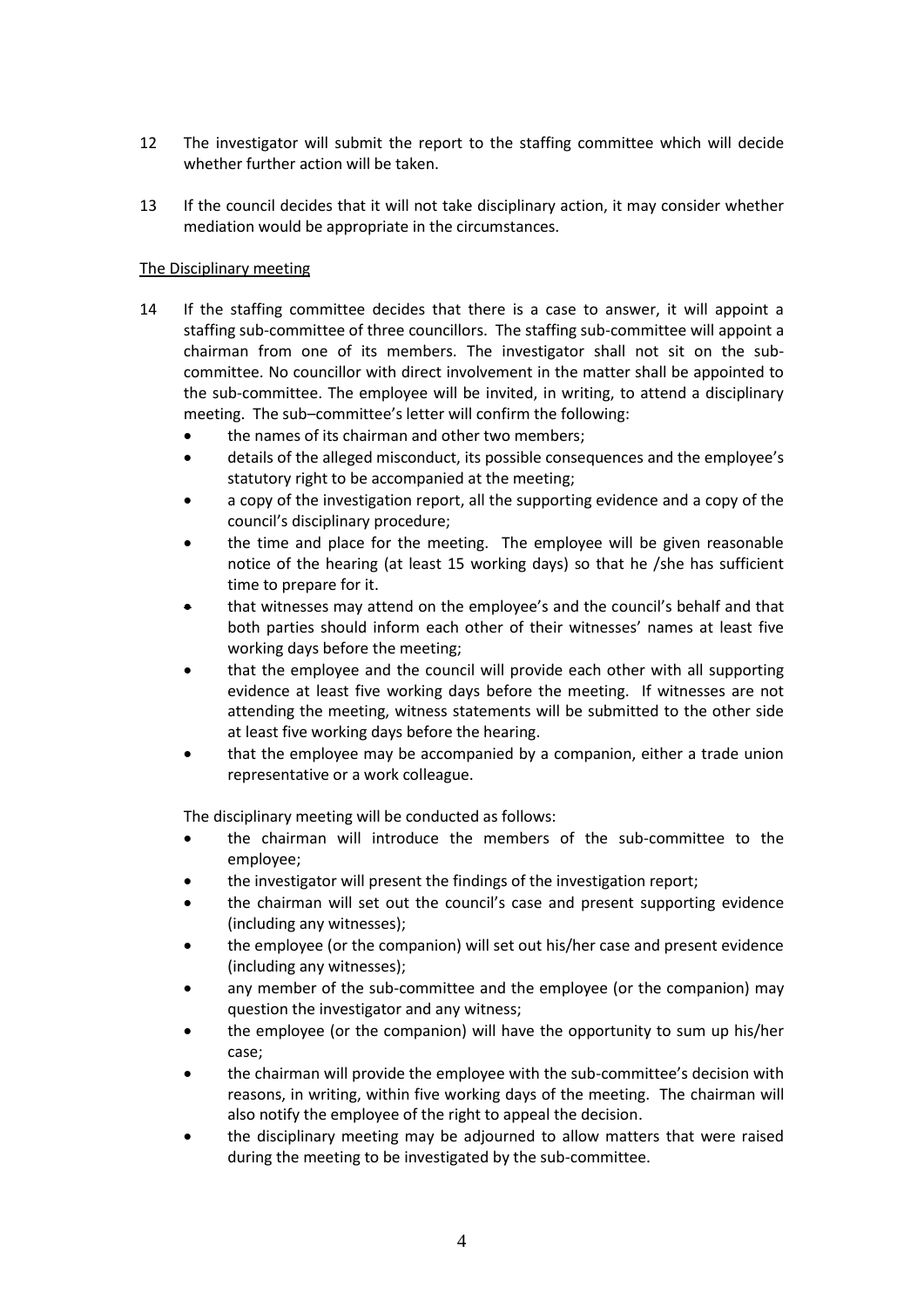12 The investigator will submit the report to the staffing committee which will decide whether further action will be taken.

13 If the council decides that it will not take disciplinary action, it may consider whether mediation would be appropriate in the circumstances.

<u>The Disciplinary meeting</u>

14 If the staffing committee decides that there is a case to answer, it will appoint a staffing sub-committee of three councillors. The staffing sub-committee will appoint a chairman from one of its members. The investigator shall not sit on the sub-committee. No councillor with direct involvement in the matter shall be appointed to the sub-committee. The employee will be invited, in writing, to attend a disciplinary meeting. The sub–committee's letter will confirm the following:

- the names of its chairman and other two members;
- details of the alleged misconduct, its possible consequences and the employee's statutory right to be accompanied at the meeting;
- a copy of the investigation report, all the supporting evidence and a copy of the council's disciplinary procedure;
- the time and place for the meeting. The employee will be given reasonable notice of the hearing (at least 15 working days) so that he /she has sufficient time to prepare for it.
- that witnesses may attend on the employee's and the council's behalf and that both parties should inform each other of their witnesses' names at least five working days before the meeting;
- that the employee and the council will provide each other with all supporting evidence at least five working days before the meeting. If witnesses are not attending the meeting, witness statements will be submitted to the other side at least five working days before the hearing.
- that the employee may be accompanied by a companion, either a trade union representative or a work colleague.

The disciplinary meeting will be conducted as follows:

- the chairman will introduce the members of the sub-committee to the employee;
- the investigator will present the findings of the investigation report;
- the chairman will set out the council's case and present supporting evidence (including any witnesses);
- the employee (or the companion) will set out his/her case and present evidence (including any witnesses);
- any member of the sub-committee and the employee (or the companion) may question the investigator and any witness;
- the employee (or the companion) will have the opportunity to sum up his/her case;
- the chairman will provide the employee with the sub-committee's decision with reasons, in writing, within five working days of the meeting. The chairman will also notify the employee of the right to appeal the decision.
- the disciplinary meeting may be adjourned to allow matters that were raised during the meeting to be investigated by the sub-committee.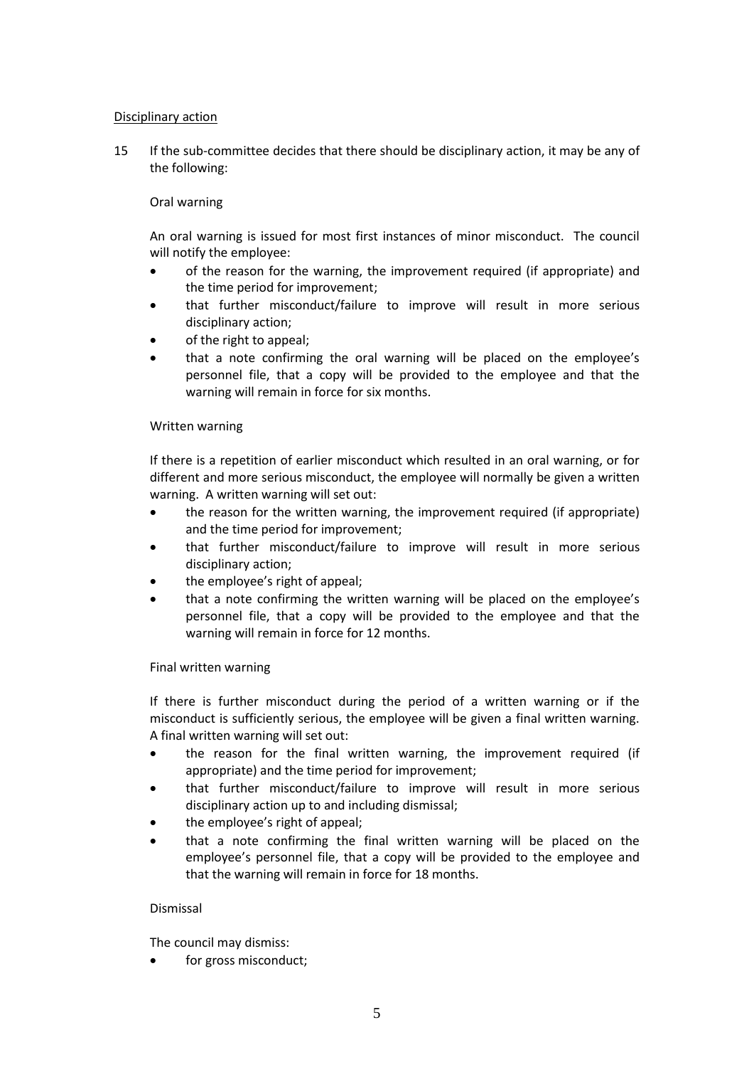Disciplinary action

15 If the sub-committee decides that there should be disciplinary action, it may be any of the following:

Oral warning

An oral warning is issued for most first instances of minor misconduct. The council will notify the employee:

- of the reason for the warning, the improvement required (if appropriate) and the time period for improvement;
- that further misconduct/failure to improve will result in more serious disciplinary action;
- of the right to appeal;
- that a note confirming the oral warning will be placed on the employee's personnel file, that a copy will be provided to the employee and that the warning will remain in force for six months.

Written warning

If there is a repetition of earlier misconduct which resulted in an oral warning, or for different and more serious misconduct, the employee will normally be given a written warning. A written warning will set out:

- the reason for the written warning, the improvement required (if appropriate) and the time period for improvement;
- that further misconduct/failure to improve will result in more serious disciplinary action;
- the employee's right of appeal;
- that a note confirming the written warning will be placed on the employee's personnel file, that a copy will be provided to the employee and that the warning will remain in force for 12 months.

Final written warning

If there is further misconduct during the period of a written warning or if the misconduct is sufficiently serious, the employee will be given a final written warning. A final written warning will set out:

- the reason for the final written warning, the improvement required (if appropriate) and the time period for improvement;
- that further misconduct/failure to improve will result in more serious disciplinary action up to and including dismissal;
- the employee's right of appeal;
- that a note confirming the final written warning will be placed on the employee's personnel file, that a copy will be provided to the employee and that the warning will remain in force for 18 months.

Dismissal

The council may dismiss:

- for gross misconduct;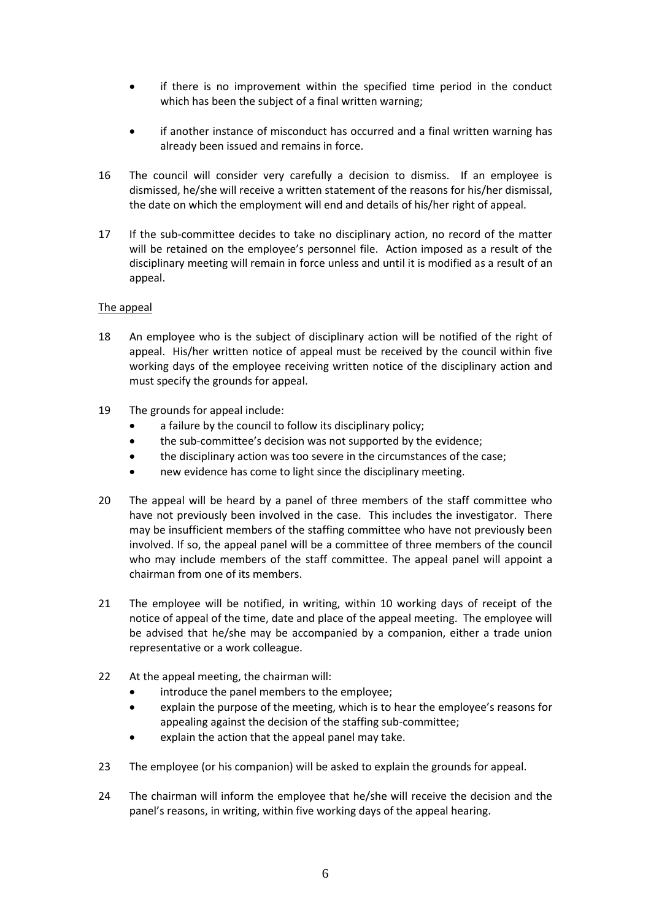- if there is no improvement within the specified time period in the conduct which has been the subject of a final written warning;
- if another instance of misconduct has occurred and a final written warning has already been issued and remains in force.

16 The council will consider very carefully a decision to dismiss. If an employee is dismissed, he/she will receive a written statement of the reasons for his/her dismissal, the date on which the employment will end and details of his/her right of appeal.

17 If the sub-committee decides to take no disciplinary action, no record of the matter will be retained on the employee's personnel file. Action imposed as a result of the disciplinary meeting will remain in force unless and until it is modified as a result of an appeal.

The appeal

18 An employee who is the subject of disciplinary action will be notified of the right of appeal. His/her written notice of appeal must be received by the council within five working days of the employee receiving written notice of the disciplinary action and must specify the grounds for appeal.

19 The grounds for appeal include:
- a failure by the council to follow its disciplinary policy;
- the sub-committee's decision was not supported by the evidence;
- the disciplinary action was too severe in the circumstances of the case;
- new evidence has come to light since the disciplinary meeting.

20 The appeal will be heard by a panel of three members of the staff committee who have not previously been involved in the case. This includes the investigator. There may be insufficient members of the staffing committee who have not previously been involved. If so, the appeal panel will be a committee of three members of the council who may include members of the staff committee. The appeal panel will appoint a chairman from one of its members.

21 The employee will be notified, in writing, within 10 working days of receipt of the notice of appeal of the time, date and place of the appeal meeting. The employee will be advised that he/she may be accompanied by a companion, either a trade union representative or a work colleague.

22 At the appeal meeting, the chairman will:
- introduce the panel members to the employee;
- explain the purpose of the meeting, which is to hear the employee's reasons for appealing against the decision of the staffing sub-committee;
- explain the action that the appeal panel may take.

23 The employee (or his companion) will be asked to explain the grounds for appeal.

24 The chairman will inform the employee that he/she will receive the decision and the panel's reasons, in writing, within five working days of the appeal hearing.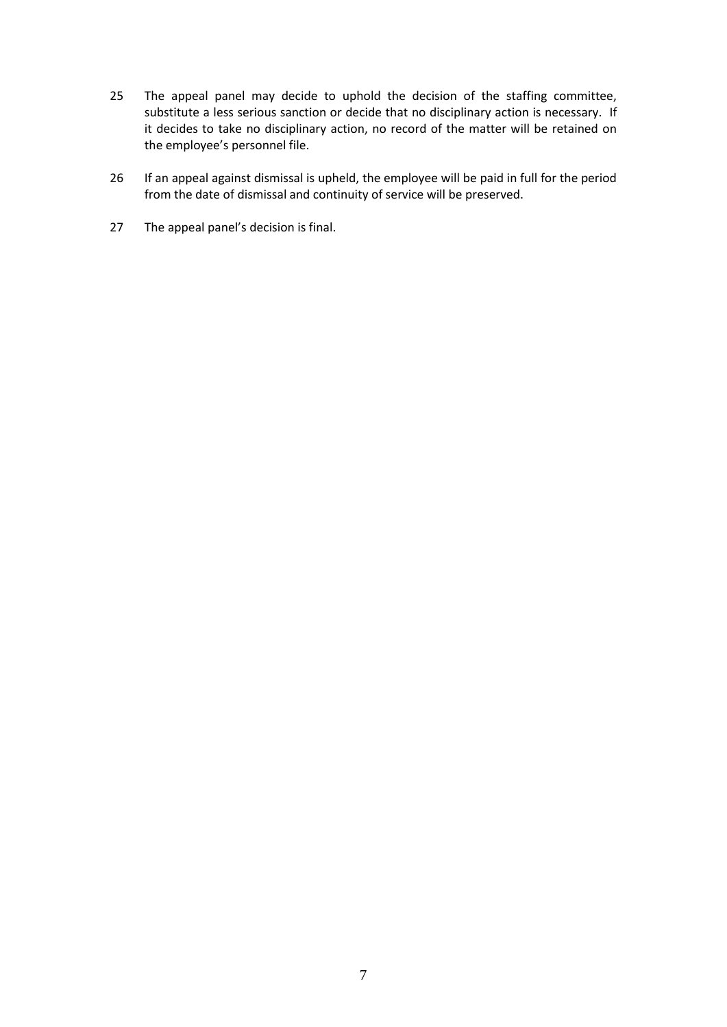25 The appeal panel may decide to uphold the decision of the staffing committee, substitute a less serious sanction or decide that no disciplinary action is necessary. If it decides to take no disciplinary action, no record of the matter will be retained on the employee's personnel file.

26 If an appeal against dismissal is upheld, the employee will be paid in full for the period from the date of dismissal and continuity of service will be preserved.

27 The appeal panel's decision is final.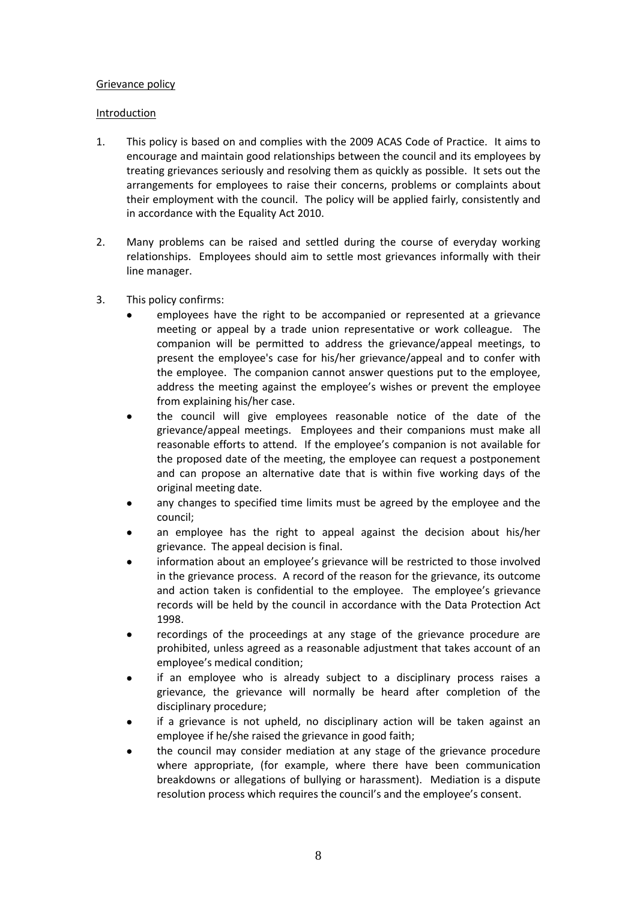Grievance policy

Introduction

1. This policy is based on and complies with the 2009 ACAS Code of Practice. It aims to encourage and maintain good relationships between the council and its employees by treating grievances seriously and resolving them as quickly as possible. It sets out the arrangements for employees to raise their concerns, problems or complaints about their employment with the council. The policy will be applied fairly, consistently and in accordance with the Equality Act 2010.

2. Many problems can be raised and settled during the course of everyday working relationships. Employees should aim to settle most grievances informally with their line manager.

3. This policy confirms:
   - employees have the right to be accompanied or represented at a grievance meeting or appeal by a trade union representative or work colleague. The companion will be permitted to address the grievance/appeal meetings, to present the employee's case for his/her grievance/appeal and to confer with the employee. The companion cannot answer questions put to the employee, address the meeting against the employee's wishes or prevent the employee from explaining his/her case.
   - the council will give employees reasonable notice of the date of the grievance/appeal meetings. Employees and their companions must make all reasonable efforts to attend. If the employee's companion is not available for the proposed date of the meeting, the employee can request a postponement and can propose an alternative date that is within five working days of the original meeting date.
   - any changes to specified time limits must be agreed by the employee and the council;
   - an employee has the right to appeal against the decision about his/her grievance. The appeal decision is final.
   - information about an employee's grievance will be restricted to those involved in the grievance process. A record of the reason for the grievance, its outcome and action taken is confidential to the employee. The employee's grievance records will be held by the council in accordance with the Data Protection Act 1998.
   - recordings of the proceedings at any stage of the grievance procedure are prohibited, unless agreed as a reasonable adjustment that takes account of an employee's medical condition;
   - if an employee who is already subject to a disciplinary process raises a grievance, the grievance will normally be heard after completion of the disciplinary procedure;
   - if a grievance is not upheld, no disciplinary action will be taken against an employee if he/she raised the grievance in good faith;
   - the council may consider mediation at any stage of the grievance procedure where appropriate, (for example, where there have been communication breakdowns or allegations of bullying or harassment). Mediation is a dispute resolution process which requires the council's and the employee's consent.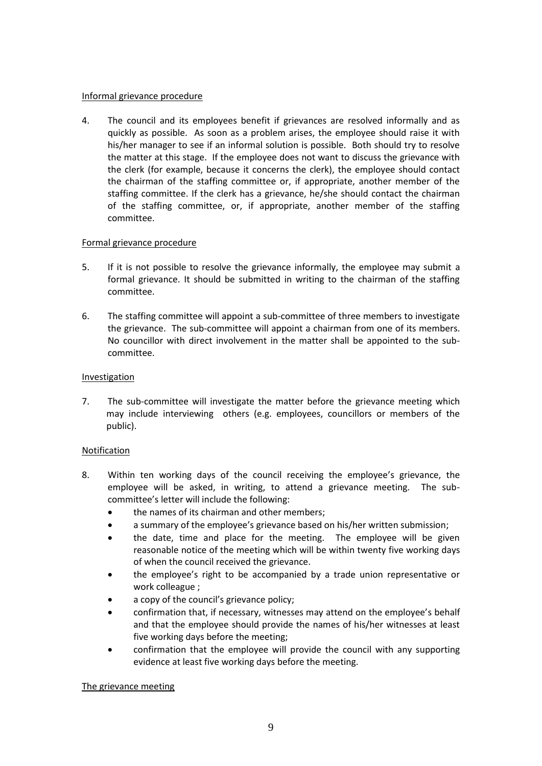Informal grievance procedure

4. The council and its employees benefit if grievances are resolved informally and as quickly as possible. As soon as a problem arises, the employee should raise it with his/her manager to see if an informal solution is possible. Both should try to resolve the matter at this stage. If the employee does not want to discuss the grievance with the clerk (for example, because it concerns the clerk), the employee should contact the chairman of the staffing committee or, if appropriate, another member of the staffing committee. If the clerk has a grievance, he/she should contact the chairman of the staffing committee, or, if appropriate, another member of the staffing committee.

Formal grievance procedure

5. If it is not possible to resolve the grievance informally, the employee may submit a formal grievance. It should be submitted in writing to the chairman of the staffing committee.

6. The staffing committee will appoint a sub-committee of three members to investigate the grievance. The sub-committee will appoint a chairman from one of its members. No councillor with direct involvement in the matter shall be appointed to the sub-committee.

Investigation

7. The sub-committee will investigate the matter before the grievance meeting which may include interviewing others (e.g. employees, councillors or members of the public).

Notification

8. Within ten working days of the council receiving the employee's grievance, the employee will be asked, in writing, to attend a grievance meeting. The sub-committee's letter will include the following:
   - the names of its chairman and other members;
   - a summary of the employee's grievance based on his/her written submission;
   - the date, time and place for the meeting. The employee will be given reasonable notice of the meeting which will be within twenty five working days of when the council received the grievance.
   - the employee's right to be accompanied by a trade union representative or work colleague ;
   - a copy of the council's grievance policy;
   - confirmation that, if necessary, witnesses may attend on the employee's behalf and that the employee should provide the names of his/her witnesses at least five working days before the meeting;
   - confirmation that the employee will provide the council with any supporting evidence at least five working days before the meeting.

The grievance meeting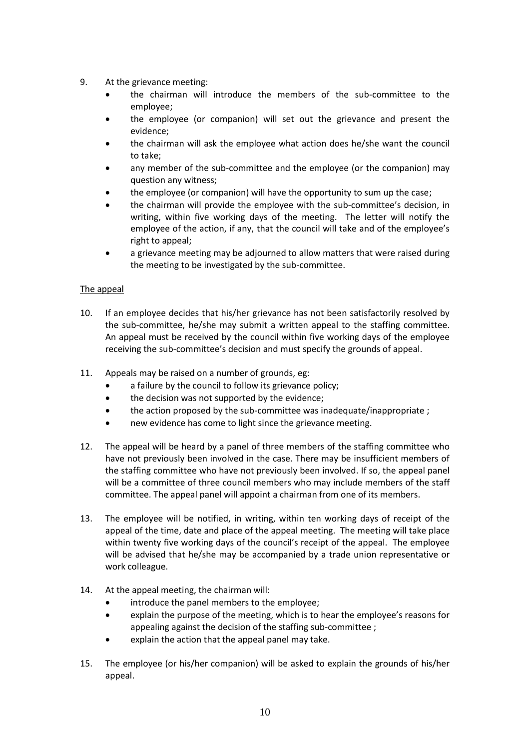9. At the grievance meeting:
    - the chairman will introduce the members of the sub-committee to the employee;
    - the employee (or companion) will set out the grievance and present the evidence;
    - the chairman will ask the employee what action does he/she want the council to take;
    - any member of the sub-committee and the employee (or the companion) may question any witness;
    - the employee (or companion) will have the opportunity to sum up the case;
    - the chairman will provide the employee with the sub-committee's decision, in writing, within five working days of the meeting. The letter will notify the employee of the action, if any, that the council will take and of the employee's right to appeal;
    - a grievance meeting may be adjourned to allow matters that were raised during the meeting to be investigated by the sub-committee.

<u>The appeal</u>

10. If an employee decides that his/her grievance has not been satisfactorily resolved by the sub-committee, he/she may submit a written appeal to the staffing committee. An appeal must be received by the council within five working days of the employee receiving the sub-committee's decision and must specify the grounds of appeal.

11. Appeals may be raised on a number of grounds, eg:
    - a failure by the council to follow its grievance policy;
    - the decision was not supported by the evidence;
    - the action proposed by the sub-committee was inadequate/inappropriate ;
    - new evidence has come to light since the grievance meeting.

12. The appeal will be heard by a panel of three members of the staffing committee who have not previously been involved in the case. There may be insufficient members of the staffing committee who have not previously been involved. If so, the appeal panel will be a committee of three council members who may include members of the staff committee. The appeal panel will appoint a chairman from one of its members.

13. The employee will be notified, in writing, within ten working days of receipt of the appeal of the time, date and place of the appeal meeting. The meeting will take place within twenty five working days of the council's receipt of the appeal. The employee will be advised that he/she may be accompanied by a trade union representative or work colleague.

14. At the appeal meeting, the chairman will:
    - introduce the panel members to the employee;
    - explain the purpose of the meeting, which is to hear the employee's reasons for appealing against the decision of the staffing sub-committee ;
    - explain the action that the appeal panel may take.

15. The employee (or his/her companion) will be asked to explain the grounds of his/her appeal.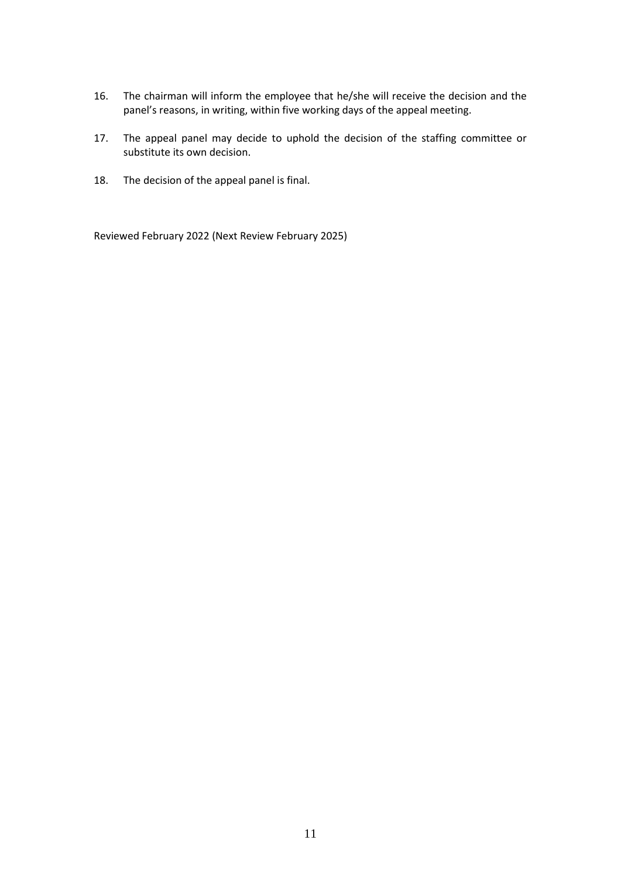16. The chairman will inform the employee that he/she will receive the decision and the panel's reasons, in writing, within five working days of the appeal meeting.

17. The appeal panel may decide to uphold the decision of the staffing committee or substitute its own decision.

18. The decision of the appeal panel is final.

Reviewed February 2022 (Next Review February 2025)